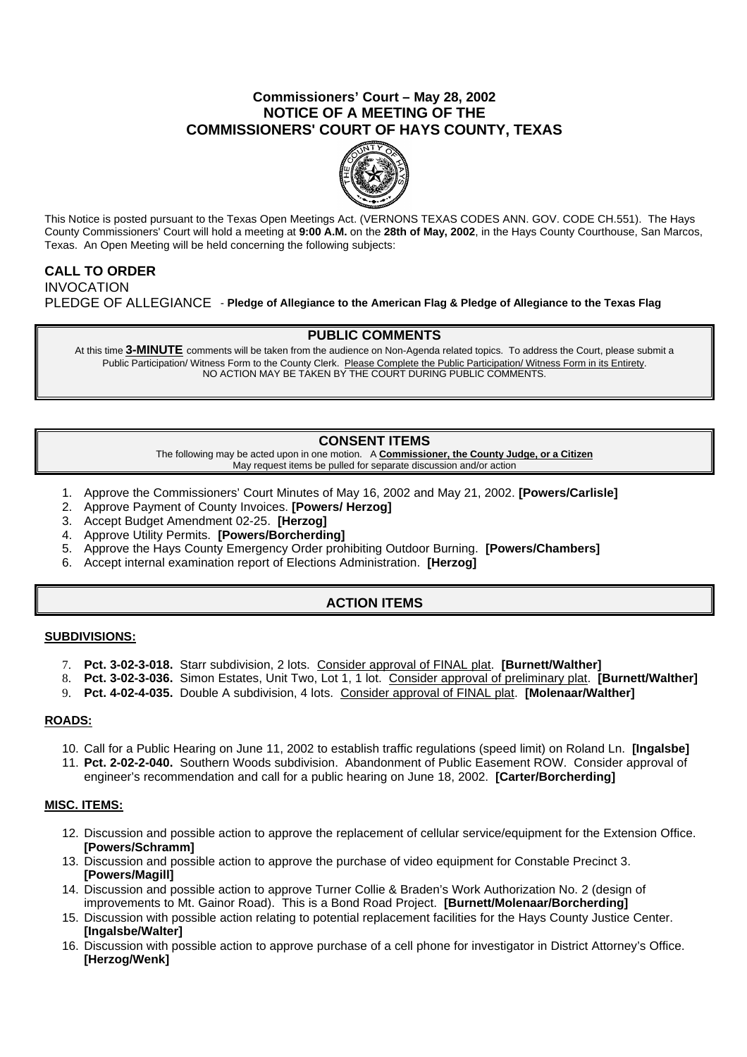# Commissioners' Court – May 28, 2002
# NOTICE OF A MEETING OF THE COMMISSIONERS' COURT OF HAYS COUNTY, TEXAS

This Notice is posted pursuant to the Texas Open Meetings Act. (VERNONS TEXAS CODES ANN. GOV. CODE CH.551). The Hays County Commissioners' Court will hold a meeting at **9:00 A.M.** on the **28th of May, 2002**, in the Hays County Courthouse, San Marcos, Texas. An Open Meeting will be held concerning the following subjects:

## CALL TO ORDER

INVOCATION

PLEDGE OF ALLEGIANCE - **Pledge of Allegiance to the American Flag & Pledge of Allegiance to the Texas Flag**

## PUBLIC COMMENTS

At this time **3-MINUTE** comments will be taken from the audience on Non-Agenda related topics. To address the Court, please submit a Public Participation/ Witness Form to the County Clerk. Please Complete the Public Participation/ Witness Form in its Entirety. NO ACTION MAY BE TAKEN BY THE COURT DURING PUBLIC COMMENTS.

## CONSENT ITEMS

The following may be acted upon in one motion. A **Commissioner, the County Judge, or a Citizen** May request items be pulled for separate discussion and/or action

1. Approve the Commissioners' Court Minutes of May 16, 2002 and May 21, 2002. **[Powers/Carlisle]**
2. Approve Payment of County Invoices. **[Powers/ Herzog]**
3. Accept Budget Amendment 02-25. **[Herzog]**
4. Approve Utility Permits. **[Powers/Borcherding]**
5. Approve the Hays County Emergency Order prohibiting Outdoor Burning. **[Powers/Chambers]**
6. Accept internal examination report of Elections Administration. **[Herzog]**

## ACTION ITEMS

### SUBDIVISIONS:

7. **Pct. 3-02-3-018.** Starr subdivision, 2 lots. Consider approval of FINAL plat. **[Burnett/Walther]**
8. **Pct. 3-02-3-036.** Simon Estates, Unit Two, Lot 1, 1 lot. Consider approval of preliminary plat. **[Burnett/Walther]**
9. **Pct. 4-02-4-035.** Double A subdivision, 4 lots. Consider approval of FINAL plat. **[Molenaar/Walther]**

### ROADS:

10. Call for a Public Hearing on June 11, 2002 to establish traffic regulations (speed limit) on Roland Ln. **[Ingalsbe]**
11. **Pct. 2-02-2-040.** Southern Woods subdivision. Abandonment of Public Easement ROW. Consider approval of engineer's recommendation and call for a public hearing on June 18, 2002. **[Carter/Borcherding]**

### MISC. ITEMS:

12. Discussion and possible action to approve the replacement of cellular service/equipment for the Extension Office. **[Powers/Schramm]**
13. Discussion and possible action to approve the purchase of video equipment for Constable Precinct 3. **[Powers/Magill]**
14. Discussion and possible action to approve Turner Collie & Braden's Work Authorization No. 2 (design of improvements to Mt. Gainor Road). This is a Bond Road Project. **[Burnett/Molenaar/Borcherding]**
15. Discussion with possible action relating to potential replacement facilities for the Hays County Justice Center. **[Ingalsbe/Walter]**
16. Discussion with possible action to approve purchase of a cell phone for investigator in District Attorney's Office. **[Herzog/Wenk]**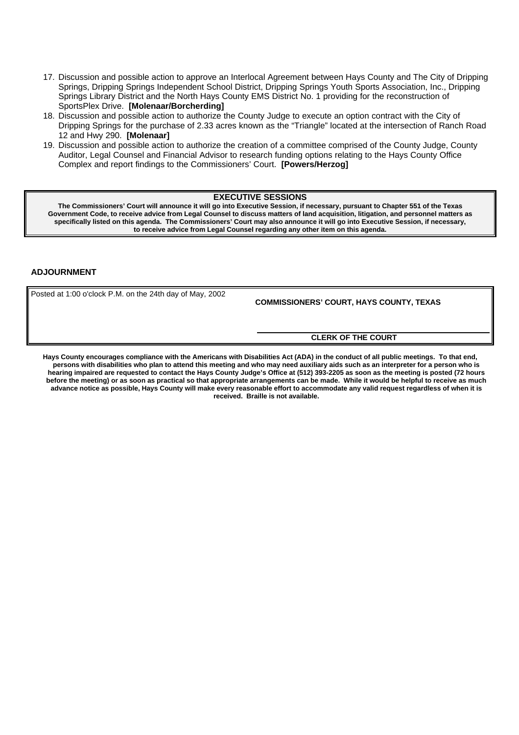17. Discussion and possible action to approve an Interlocal Agreement between Hays County and The City of Dripping Springs, Dripping Springs Independent School District, Dripping Springs Youth Sports Association, Inc., Dripping Springs Library District and the North Hays County EMS District No. 1 providing for the reconstruction of SportsPlex Drive. **[Molenaar/Borcherding]**
18. Discussion and possible action to authorize the County Judge to execute an option contract with the City of Dripping Springs for the purchase of 2.33 acres known as the "Triangle" located at the intersection of Ranch Road 12 and Hwy 290. **[Molenaar]**
19. Discussion and possible action to authorize the creation of a committee comprised of the County Judge, County Auditor, Legal Counsel and Financial Advisor to research funding options relating to the Hays County Office Complex and report findings to the Commissioners' Court. **[Powers/Herzog]**

## EXECUTIVE SESSIONS

**The Commissioners' Court will announce it will go into Executive Session, if necessary, pursuant to Chapter 551 of the Texas Government Code, to receive advice from Legal Counsel to discuss matters of land acquisition, litigation, and personnel matters as specifically listed on this agenda. The Commissioners' Court may also announce it will go into Executive Session, if necessary, to receive advice from Legal Counsel regarding any other item on this agenda.**

## ADJOURNMENT

Posted at 1:00 o'clock P.M. on the 24th day of May, 2002

**COMMISSIONERS' COURT, HAYS COUNTY, TEXAS**

______________________________

**CLERK OF THE COURT**

**Hays County encourages compliance with the Americans with Disabilities Act (ADA) in the conduct of all public meetings. To that end, persons with disabilities who plan to attend this meeting and who may need auxiliary aids such as an interpreter for a person who is hearing impaired are requested to contact the Hays County Judge's Office at (512) 393-2205 as soon as the meeting is posted (72 hours before the meeting) or as soon as practical so that appropriate arrangements can be made. While it would be helpful to receive as much advance notice as possible, Hays County will make every reasonable effort to accommodate any valid request regardless of when it is received. Braille is not available.**